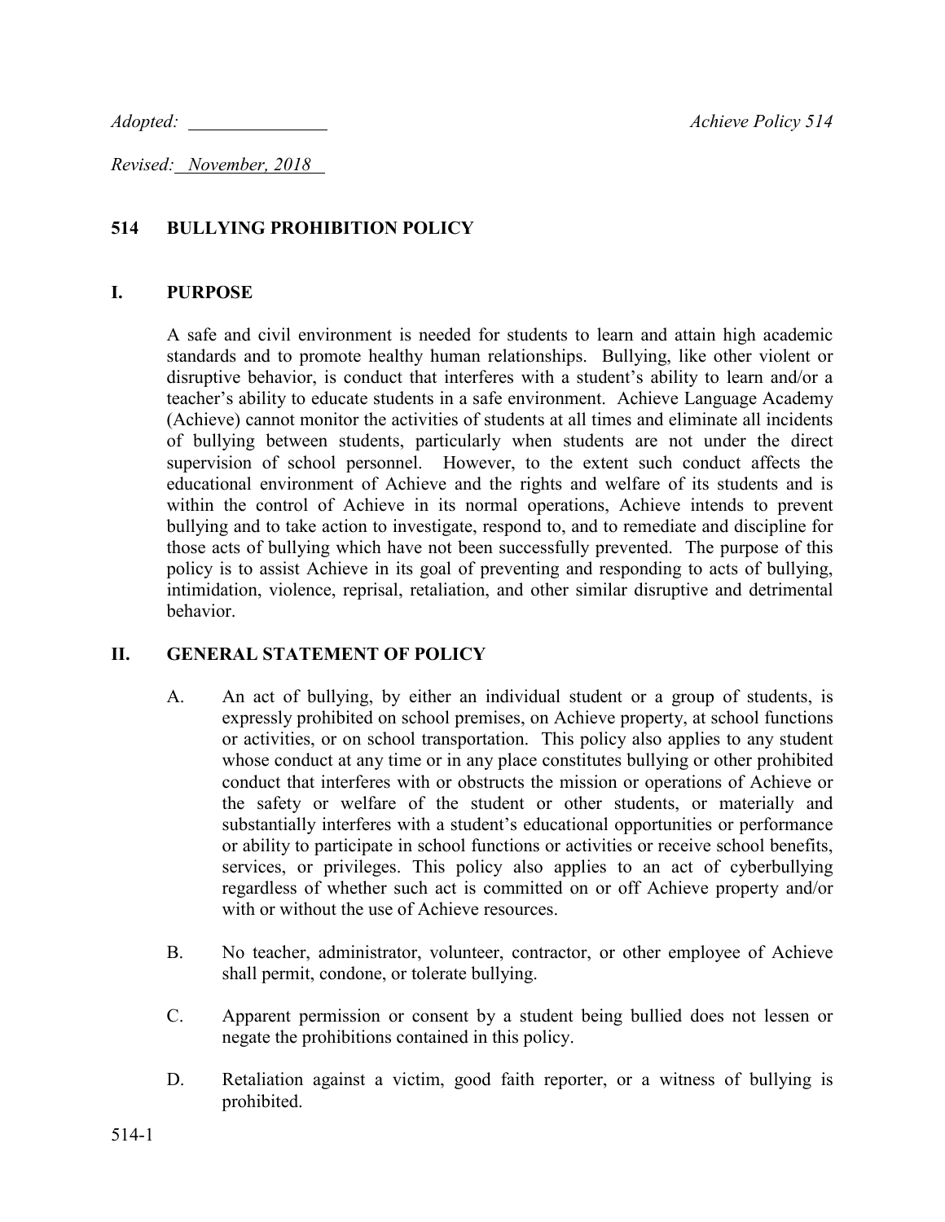*Adopted:* \_\_\_\_\_\_\_\_\_\_\_\_\_\_\_ *Achieve Policy 514*

*Revised: November, 2018*

## 514 BULLYING PROHIBITION POLICY

### I. PURPOSE

A safe and civil environment is needed for students to learn and attain high academic standards and to promote healthy human relationships. Bullying, like other violent or disruptive behavior, is conduct that interferes with a student's ability to learn and/or a teacher's ability to educate students in a safe environment. Achieve Language Academy (Achieve) cannot monitor the activities of students at all times and eliminate all incidents of bullying between students, particularly when students are not under the direct supervision of school personnel. However, to the extent such conduct affects the educational environment of Achieve and the rights and welfare of its students and is within the control of Achieve in its normal operations, Achieve intends to prevent bullying and to take action to investigate, respond to, and to remediate and discipline for those acts of bullying which have not been successfully prevented. The purpose of this policy is to assist Achieve in its goal of preventing and responding to acts of bullying, intimidation, violence, reprisal, retaliation, and other similar disruptive and detrimental behavior.

### II. GENERAL STATEMENT OF POLICY

A. An act of bullying, by either an individual student or a group of students, is expressly prohibited on school premises, on Achieve property, at school functions or activities, or on school transportation. This policy also applies to any student whose conduct at any time or in any place constitutes bullying or other prohibited conduct that interferes with or obstructs the mission or operations of Achieve or the safety or welfare of the student or other students, or materially and substantially interferes with a student's educational opportunities or performance or ability to participate in school functions or activities or receive school benefits, services, or privileges. This policy also applies to an act of cyberbullying regardless of whether such act is committed on or off Achieve property and/or with or without the use of Achieve resources.

B. No teacher, administrator, volunteer, contractor, or other employee of Achieve shall permit, condone, or tolerate bullying.

C. Apparent permission or consent by a student being bullied does not lessen or negate the prohibitions contained in this policy.

D. Retaliation against a victim, good faith reporter, or a witness of bullying is prohibited.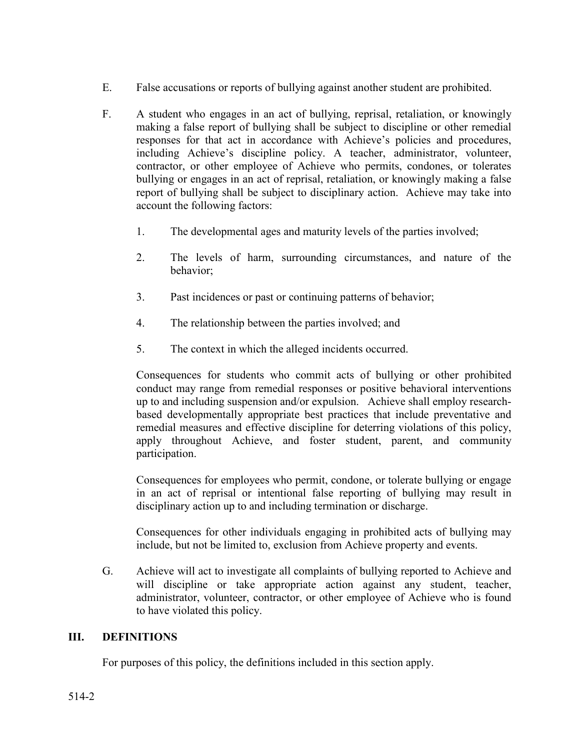E. False accusations or reports of bullying against another student are prohibited.

F. A student who engages in an act of bullying, reprisal, retaliation, or knowingly making a false report of bullying shall be subject to discipline or other remedial responses for that act in accordance with Achieve's policies and procedures, including Achieve's discipline policy. A teacher, administrator, volunteer, contractor, or other employee of Achieve who permits, condones, or tolerates bullying or engages in an act of reprisal, retaliation, or knowingly making a false report of bullying shall be subject to disciplinary action. Achieve may take into account the following factors:

   1. The developmental ages and maturity levels of the parties involved;

   2. The levels of harm, surrounding circumstances, and nature of the behavior;

   3. Past incidences or past or continuing patterns of behavior;

   4. The relationship between the parties involved; and

   5. The context in which the alleged incidents occurred.

   Consequences for students who commit acts of bullying or other prohibited conduct may range from remedial responses or positive behavioral interventions up to and including suspension and/or expulsion. Achieve shall employ research-based developmentally appropriate best practices that include preventative and remedial measures and effective discipline for deterring violations of this policy, apply throughout Achieve, and foster student, parent, and community participation.

   Consequences for employees who permit, condone, or tolerate bullying or engage in an act of reprisal or intentional false reporting of bullying may result in disciplinary action up to and including termination or discharge.

   Consequences for other individuals engaging in prohibited acts of bullying may include, but not be limited to, exclusion from Achieve property and events.

G. Achieve will act to investigate all complaints of bullying reported to Achieve and will discipline or take appropriate action against any student, teacher, administrator, volunteer, contractor, or other employee of Achieve who is found to have violated this policy.

## III. DEFINITIONS

For purposes of this policy, the definitions included in this section apply.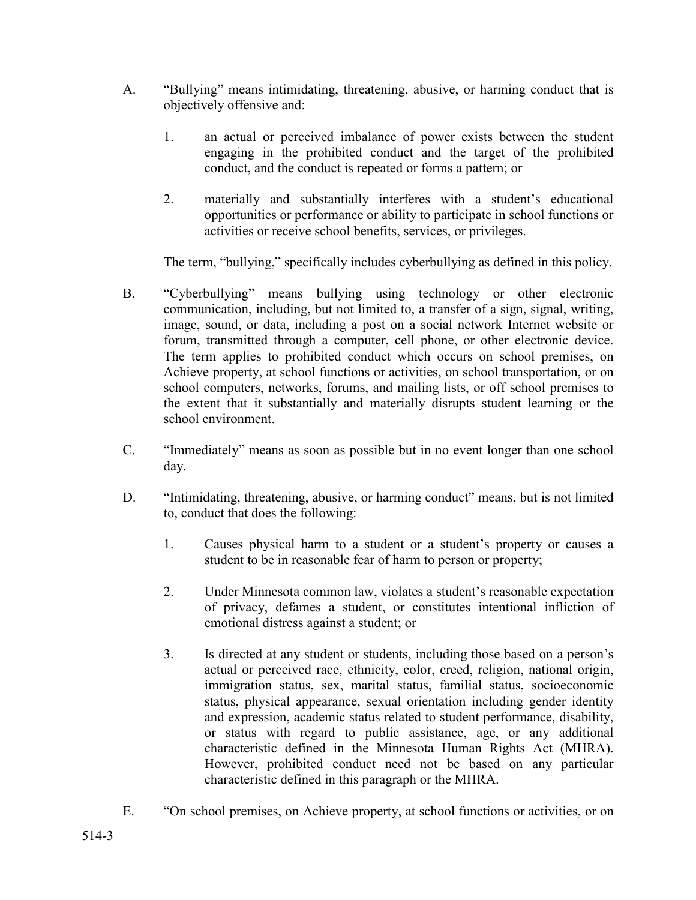A. "Bullying" means intimidating, threatening, abusive, or harming conduct that is objectively offensive and:

   1. an actual or perceived imbalance of power exists between the student engaging in the prohibited conduct and the target of the prohibited conduct, and the conduct is repeated or forms a pattern; or

   2. materially and substantially interferes with a student's educational opportunities or performance or ability to participate in school functions or activities or receive school benefits, services, or privileges.

   The term, "bullying," specifically includes cyberbullying as defined in this policy.

B. "Cyberbullying" means bullying using technology or other electronic communication, including, but not limited to, a transfer of a sign, signal, writing, image, sound, or data, including a post on a social network Internet website or forum, transmitted through a computer, cell phone, or other electronic device. The term applies to prohibited conduct which occurs on school premises, on Achieve property, at school functions or activities, on school transportation, or on school computers, networks, forums, and mailing lists, or off school premises to the extent that it substantially and materially disrupts student learning or the school environment.

C. "Immediately" means as soon as possible but in no event longer than one school day.

D. "Intimidating, threatening, abusive, or harming conduct" means, but is not limited to, conduct that does the following:

   1. Causes physical harm to a student or a student's property or causes a student to be in reasonable fear of harm to person or property;

   2. Under Minnesota common law, violates a student's reasonable expectation of privacy, defames a student, or constitutes intentional infliction of emotional distress against a student; or

   3. Is directed at any student or students, including those based on a person's actual or perceived race, ethnicity, color, creed, religion, national origin, immigration status, sex, marital status, familial status, socioeconomic status, physical appearance, sexual orientation including gender identity and expression, academic status related to student performance, disability, or status with regard to public assistance, age, or any additional characteristic defined in the Minnesota Human Rights Act (MHRA). However, prohibited conduct need not be based on any particular characteristic defined in this paragraph or the MHRA.

E. "On school premises, on Achieve property, at school functions or activities, or on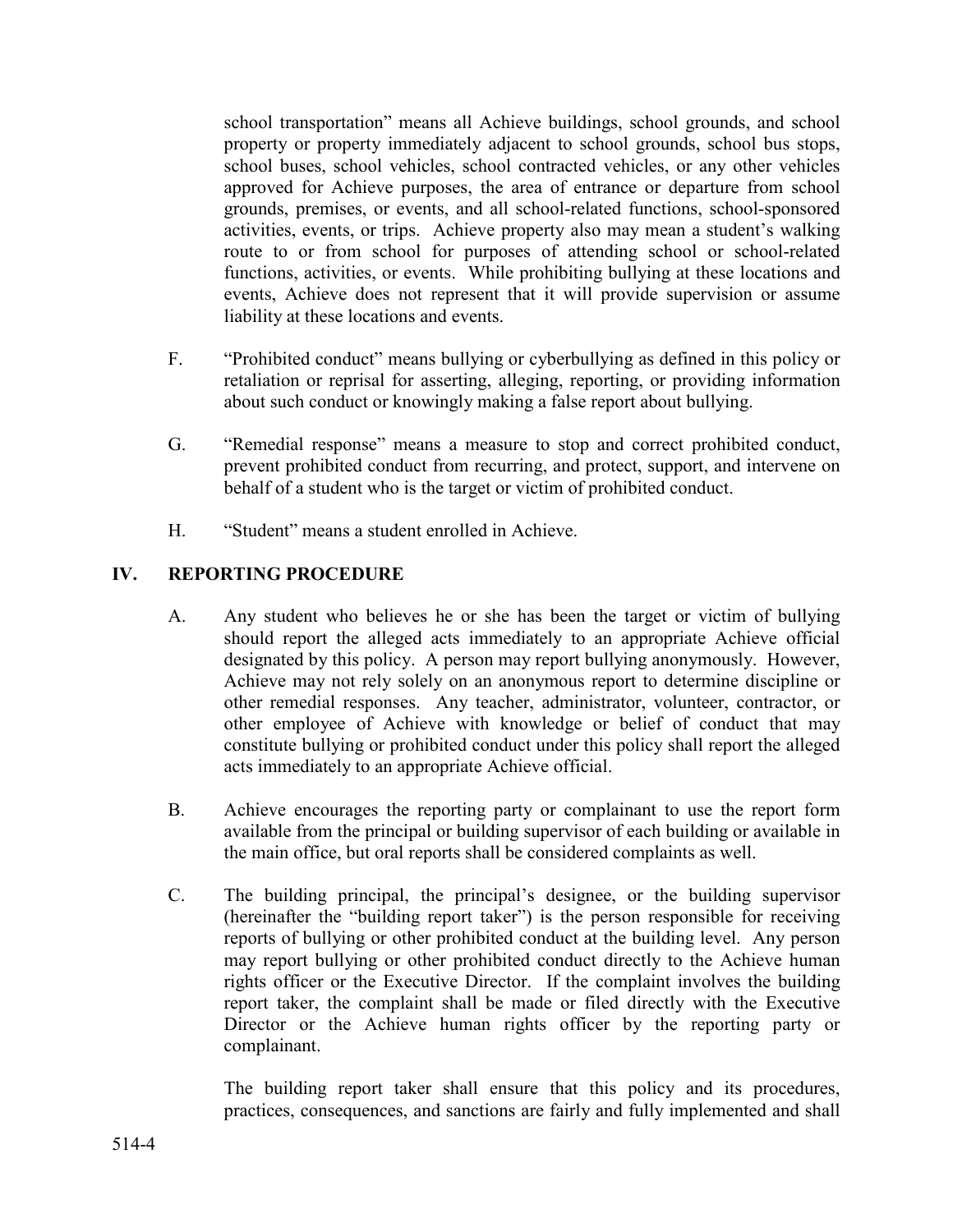school transportation" means all Achieve buildings, school grounds, and school property or property immediately adjacent to school grounds, school bus stops, school buses, school vehicles, school contracted vehicles, or any other vehicles approved for Achieve purposes, the area of entrance or departure from school grounds, premises, or events, and all school-related functions, school-sponsored activities, events, or trips. Achieve property also may mean a student's walking route to or from school for purposes of attending school or school-related functions, activities, or events. While prohibiting bullying at these locations and events, Achieve does not represent that it will provide supervision or assume liability at these locations and events.

F. "Prohibited conduct" means bullying or cyberbullying as defined in this policy or retaliation or reprisal for asserting, alleging, reporting, or providing information about such conduct or knowingly making a false report about bullying.

G. "Remedial response" means a measure to stop and correct prohibited conduct, prevent prohibited conduct from recurring, and protect, support, and intervene on behalf of a student who is the target or victim of prohibited conduct.

H. "Student" means a student enrolled in Achieve.

## IV. REPORTING PROCEDURE

A. Any student who believes he or she has been the target or victim of bullying should report the alleged acts immediately to an appropriate Achieve official designated by this policy. A person may report bullying anonymously. However, Achieve may not rely solely on an anonymous report to determine discipline or other remedial responses. Any teacher, administrator, volunteer, contractor, or other employee of Achieve with knowledge or belief of conduct that may constitute bullying or prohibited conduct under this policy shall report the alleged acts immediately to an appropriate Achieve official.

B. Achieve encourages the reporting party or complainant to use the report form available from the principal or building supervisor of each building or available in the main office, but oral reports shall be considered complaints as well.

C. The building principal, the principal's designee, or the building supervisor (hereinafter the "building report taker") is the person responsible for receiving reports of bullying or other prohibited conduct at the building level. Any person may report bullying or other prohibited conduct directly to the Achieve human rights officer or the Executive Director. If the complaint involves the building report taker, the complaint shall be made or filed directly with the Executive Director or the Achieve human rights officer by the reporting party or complainant.

The building report taker shall ensure that this policy and its procedures, practices, consequences, and sanctions are fairly and fully implemented and shall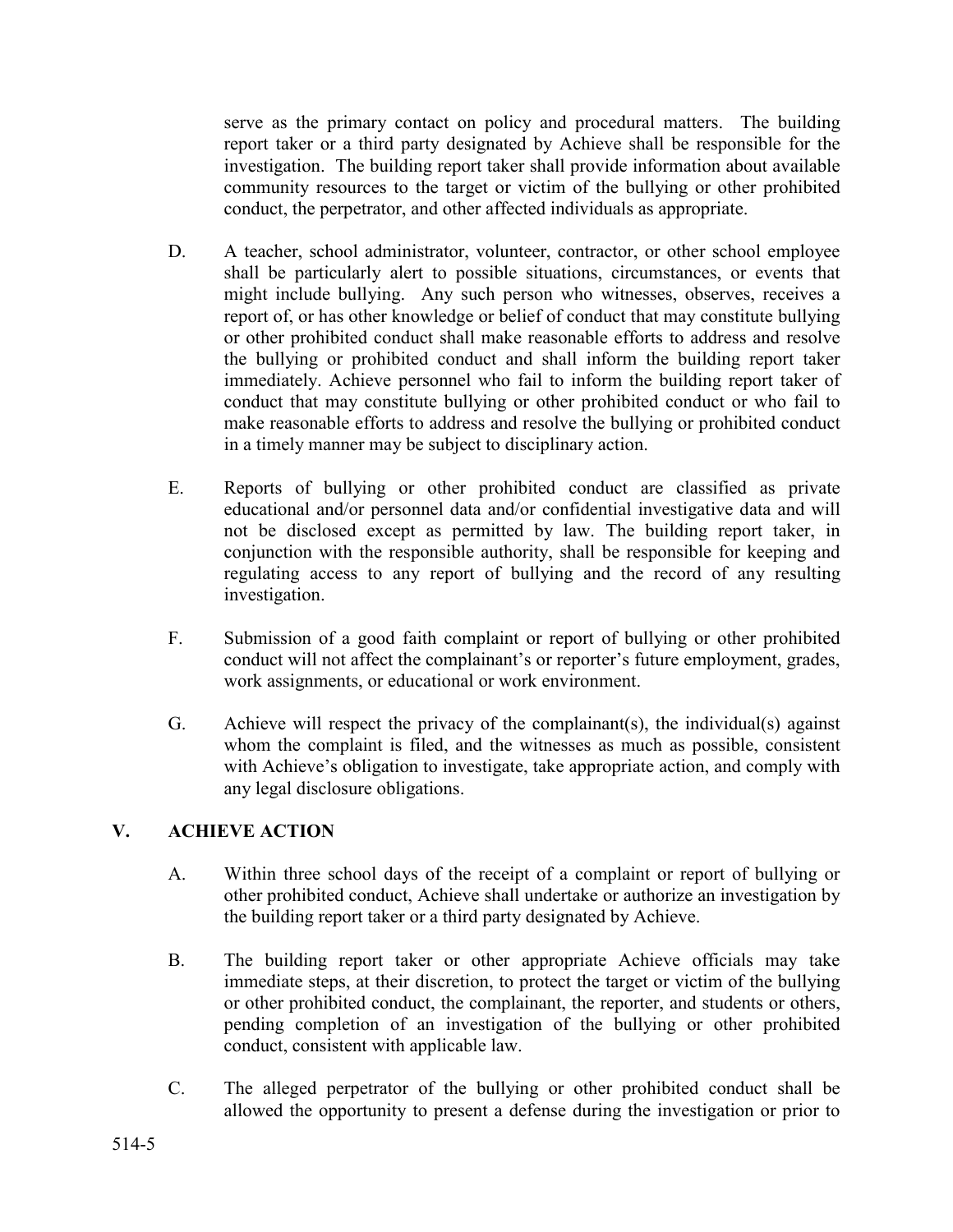serve as the primary contact on policy and procedural matters. The building report taker or a third party designated by Achieve shall be responsible for the investigation. The building report taker shall provide information about available community resources to the target or victim of the bullying or other prohibited conduct, the perpetrator, and other affected individuals as appropriate.

D. A teacher, school administrator, volunteer, contractor, or other school employee shall be particularly alert to possible situations, circumstances, or events that might include bullying. Any such person who witnesses, observes, receives a report of, or has other knowledge or belief of conduct that may constitute bullying or other prohibited conduct shall make reasonable efforts to address and resolve the bullying or prohibited conduct and shall inform the building report taker immediately. Achieve personnel who fail to inform the building report taker of conduct that may constitute bullying or other prohibited conduct or who fail to make reasonable efforts to address and resolve the bullying or prohibited conduct in a timely manner may be subject to disciplinary action.

E. Reports of bullying or other prohibited conduct are classified as private educational and/or personnel data and/or confidential investigative data and will not be disclosed except as permitted by law. The building report taker, in conjunction with the responsible authority, shall be responsible for keeping and regulating access to any report of bullying and the record of any resulting investigation.

F. Submission of a good faith complaint or report of bullying or other prohibited conduct will not affect the complainant's or reporter's future employment, grades, work assignments, or educational or work environment.

G. Achieve will respect the privacy of the complainant(s), the individual(s) against whom the complaint is filed, and the witnesses as much as possible, consistent with Achieve's obligation to investigate, take appropriate action, and comply with any legal disclosure obligations.

## V. ACHIEVE ACTION

A. Within three school days of the receipt of a complaint or report of bullying or other prohibited conduct, Achieve shall undertake or authorize an investigation by the building report taker or a third party designated by Achieve.

B. The building report taker or other appropriate Achieve officials may take immediate steps, at their discretion, to protect the target or victim of the bullying or other prohibited conduct, the complainant, the reporter, and students or others, pending completion of an investigation of the bullying or other prohibited conduct, consistent with applicable law.

C. The alleged perpetrator of the bullying or other prohibited conduct shall be allowed the opportunity to present a defense during the investigation or prior to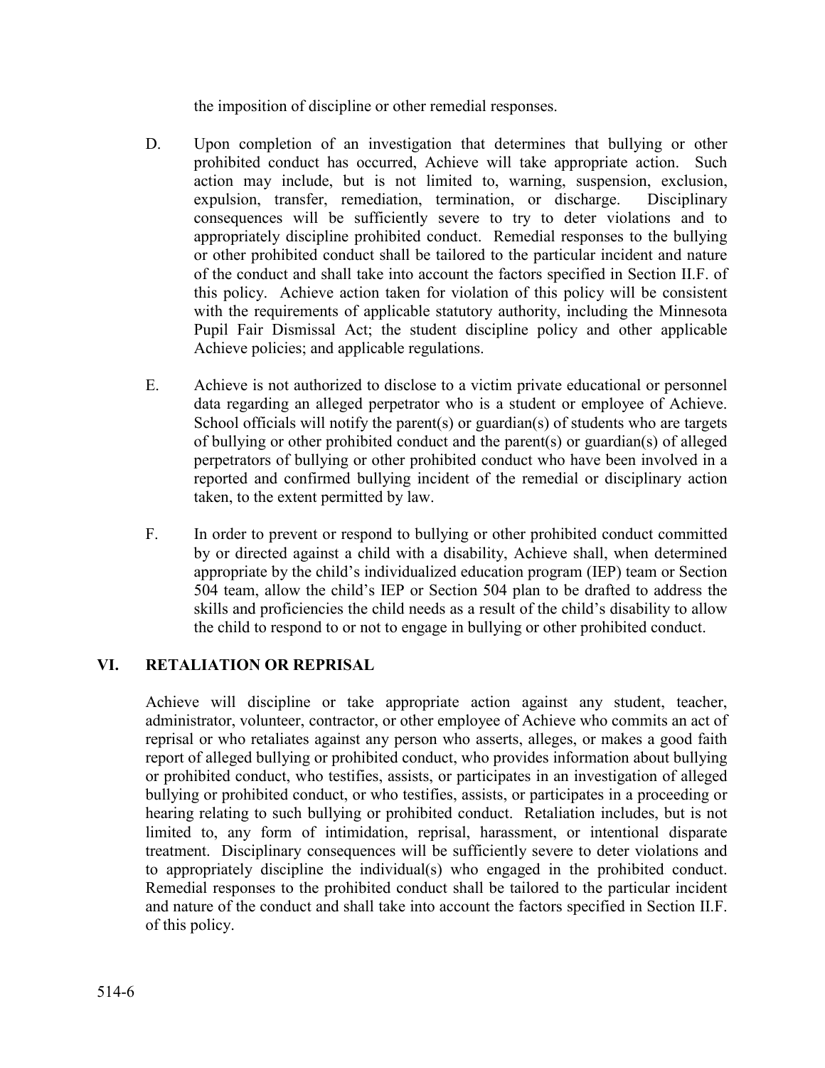the imposition of discipline or other remedial responses.

D. Upon completion of an investigation that determines that bullying or other prohibited conduct has occurred, Achieve will take appropriate action. Such action may include, but is not limited to, warning, suspension, exclusion, expulsion, transfer, remediation, termination, or discharge. Disciplinary consequences will be sufficiently severe to try to deter violations and to appropriately discipline prohibited conduct. Remedial responses to the bullying or other prohibited conduct shall be tailored to the particular incident and nature of the conduct and shall take into account the factors specified in Section II.F. of this policy. Achieve action taken for violation of this policy will be consistent with the requirements of applicable statutory authority, including the Minnesota Pupil Fair Dismissal Act; the student discipline policy and other applicable Achieve policies; and applicable regulations.

E. Achieve is not authorized to disclose to a victim private educational or personnel data regarding an alleged perpetrator who is a student or employee of Achieve. School officials will notify the parent(s) or guardian(s) of students who are targets of bullying or other prohibited conduct and the parent(s) or guardian(s) of alleged perpetrators of bullying or other prohibited conduct who have been involved in a reported and confirmed bullying incident of the remedial or disciplinary action taken, to the extent permitted by law.

F. In order to prevent or respond to bullying or other prohibited conduct committed by or directed against a child with a disability, Achieve shall, when determined appropriate by the child's individualized education program (IEP) team or Section 504 team, allow the child's IEP or Section 504 plan to be drafted to address the skills and proficiencies the child needs as a result of the child's disability to allow the child to respond to or not to engage in bullying or other prohibited conduct.

## VI. RETALIATION OR REPRISAL

Achieve will discipline or take appropriate action against any student, teacher, administrator, volunteer, contractor, or other employee of Achieve who commits an act of reprisal or who retaliates against any person who asserts, alleges, or makes a good faith report of alleged bullying or prohibited conduct, who provides information about bullying or prohibited conduct, who testifies, assists, or participates in an investigation of alleged bullying or prohibited conduct, or who testifies, assists, or participates in a proceeding or hearing relating to such bullying or prohibited conduct. Retaliation includes, but is not limited to, any form of intimidation, reprisal, harassment, or intentional disparate treatment. Disciplinary consequences will be sufficiently severe to deter violations and to appropriately discipline the individual(s) who engaged in the prohibited conduct. Remedial responses to the prohibited conduct shall be tailored to the particular incident and nature of the conduct and shall take into account the factors specified in Section II.F. of this policy.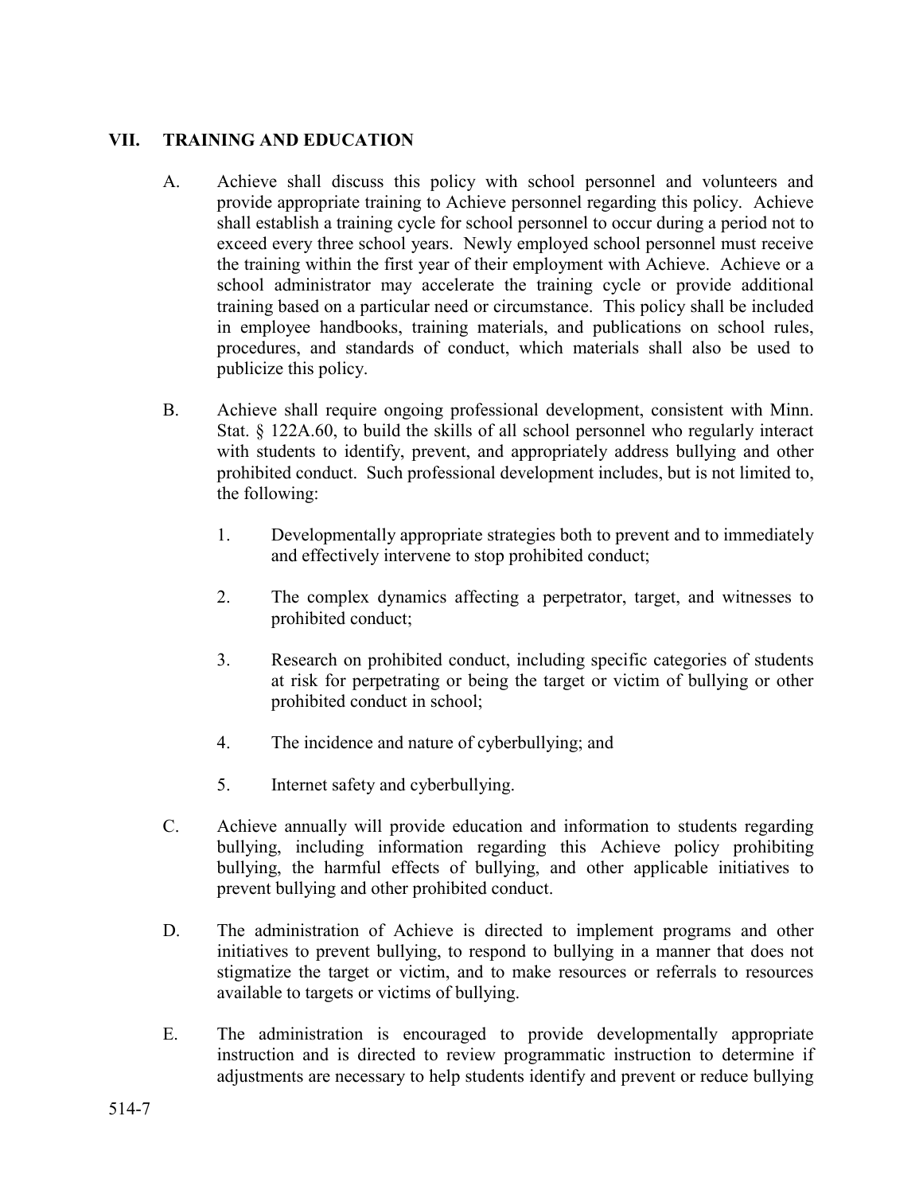## VII. TRAINING AND EDUCATION

A. Achieve shall discuss this policy with school personnel and volunteers and provide appropriate training to Achieve personnel regarding this policy. Achieve shall establish a training cycle for school personnel to occur during a period not to exceed every three school years. Newly employed school personnel must receive the training within the first year of their employment with Achieve. Achieve or a school administrator may accelerate the training cycle or provide additional training based on a particular need or circumstance. This policy shall be included in employee handbooks, training materials, and publications on school rules, procedures, and standards of conduct, which materials shall also be used to publicize this policy.

B. Achieve shall require ongoing professional development, consistent with Minn. Stat. § 122A.60, to build the skills of all school personnel who regularly interact with students to identify, prevent, and appropriately address bullying and other prohibited conduct. Such professional development includes, but is not limited to, the following:

1. Developmentally appropriate strategies both to prevent and to immediately and effectively intervene to stop prohibited conduct;

2. The complex dynamics affecting a perpetrator, target, and witnesses to prohibited conduct;

3. Research on prohibited conduct, including specific categories of students at risk for perpetrating or being the target or victim of bullying or other prohibited conduct in school;

4. The incidence and nature of cyberbullying; and

5. Internet safety and cyberbullying.

C. Achieve annually will provide education and information to students regarding bullying, including information regarding this Achieve policy prohibiting bullying, the harmful effects of bullying, and other applicable initiatives to prevent bullying and other prohibited conduct.

D. The administration of Achieve is directed to implement programs and other initiatives to prevent bullying, to respond to bullying in a manner that does not stigmatize the target or victim, and to make resources or referrals to resources available to targets or victims of bullying.

E. The administration is encouraged to provide developmentally appropriate instruction and is directed to review programmatic instruction to determine if adjustments are necessary to help students identify and prevent or reduce bullying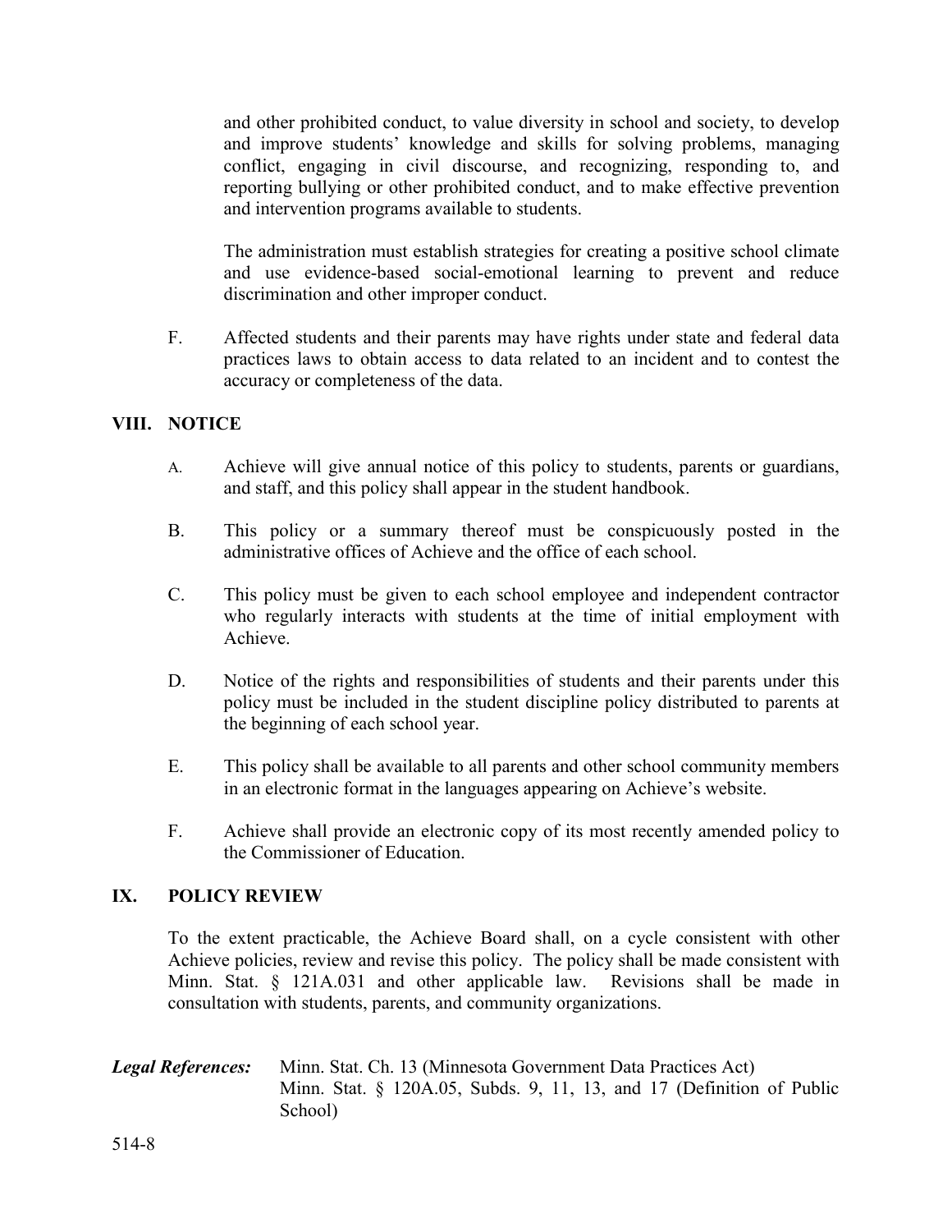and other prohibited conduct, to value diversity in school and society, to develop and improve students' knowledge and skills for solving problems, managing conflict, engaging in civil discourse, and recognizing, responding to, and reporting bullying or other prohibited conduct, and to make effective prevention and intervention programs available to students.

The administration must establish strategies for creating a positive school climate and use evidence-based social-emotional learning to prevent and reduce discrimination and other improper conduct.

F. Affected students and their parents may have rights under state and federal data practices laws to obtain access to data related to an incident and to contest the accuracy or completeness of the data.

## VIII. NOTICE

A. Achieve will give annual notice of this policy to students, parents or guardians, and staff, and this policy shall appear in the student handbook.

B. This policy or a summary thereof must be conspicuously posted in the administrative offices of Achieve and the office of each school.

C. This policy must be given to each school employee and independent contractor who regularly interacts with students at the time of initial employment with Achieve.

D. Notice of the rights and responsibilities of students and their parents under this policy must be included in the student discipline policy distributed to parents at the beginning of each school year.

E. This policy shall be available to all parents and other school community members in an electronic format in the languages appearing on Achieve's website.

F. Achieve shall provide an electronic copy of its most recently amended policy to the Commissioner of Education.

## IX. POLICY REVIEW

To the extent practicable, the Achieve Board shall, on a cycle consistent with other Achieve policies, review and revise this policy. The policy shall be made consistent with Minn. Stat. § 121A.031 and other applicable law. Revisions shall be made in consultation with students, parents, and community organizations.

***Legal References:*** Minn. Stat. Ch. 13 (Minnesota Government Data Practices Act)
Minn. Stat. § 120A.05, Subds. 9, 11, 13, and 17 (Definition of Public School)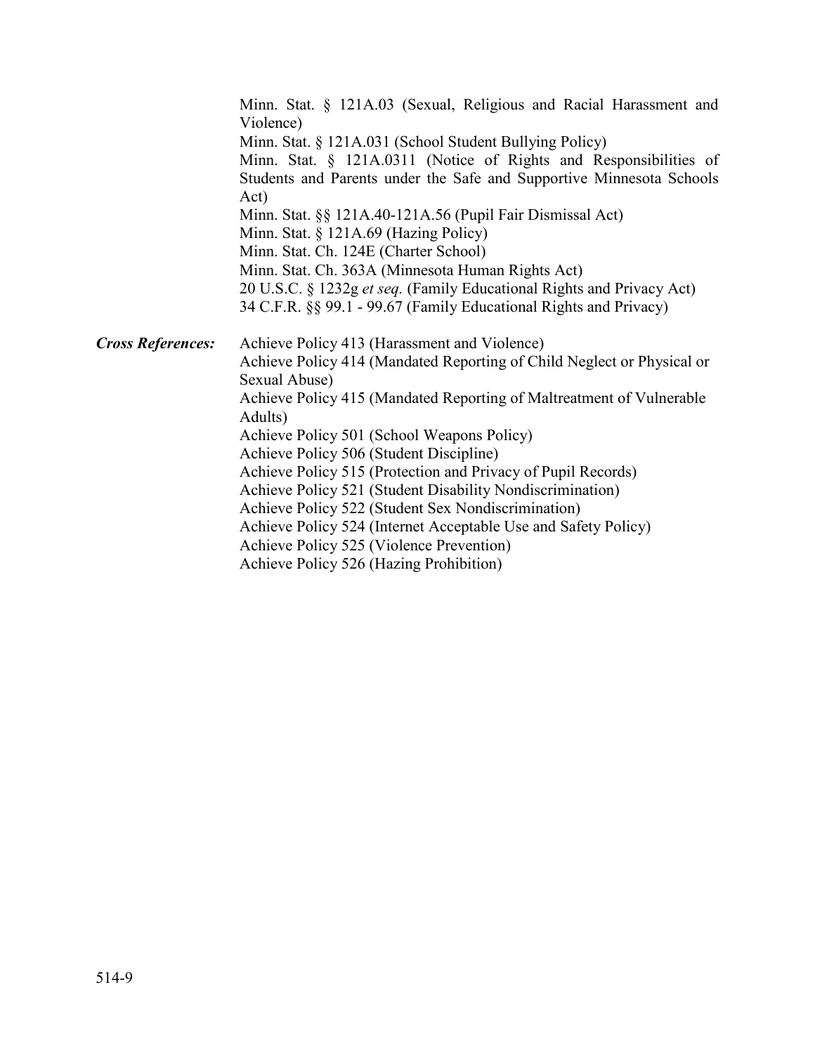Minn. Stat. § 121A.03 (Sexual, Religious and Racial Harassment and Violence)
Minn. Stat. § 121A.031 (School Student Bullying Policy)
Minn. Stat. § 121A.0311 (Notice of Rights and Responsibilities of Students and Parents under the Safe and Supportive Minnesota Schools Act)
Minn. Stat. §§ 121A.40-121A.56 (Pupil Fair Dismissal Act)
Minn. Stat. § 121A.69 (Hazing Policy)
Minn. Stat. Ch. 124E (Charter School)
Minn. Stat. Ch. 363A (Minnesota Human Rights Act)
20 U.S.C. § 1232g *et seq.* (Family Educational Rights and Privacy Act)
34 C.F.R. §§ 99.1 - 99.67 (Family Educational Rights and Privacy)

***Cross References:***
Achieve Policy 413 (Harassment and Violence)
Achieve Policy 414 (Mandated Reporting of Child Neglect or Physical or Sexual Abuse)
Achieve Policy 415 (Mandated Reporting of Maltreatment of Vulnerable Adults)
Achieve Policy 501 (School Weapons Policy)
Achieve Policy 506 (Student Discipline)
Achieve Policy 515 (Protection and Privacy of Pupil Records)
Achieve Policy 521 (Student Disability Nondiscrimination)
Achieve Policy 522 (Student Sex Nondiscrimination)
Achieve Policy 524 (Internet Acceptable Use and Safety Policy)
Achieve Policy 525 (Violence Prevention)
Achieve Policy 526 (Hazing Prohibition)